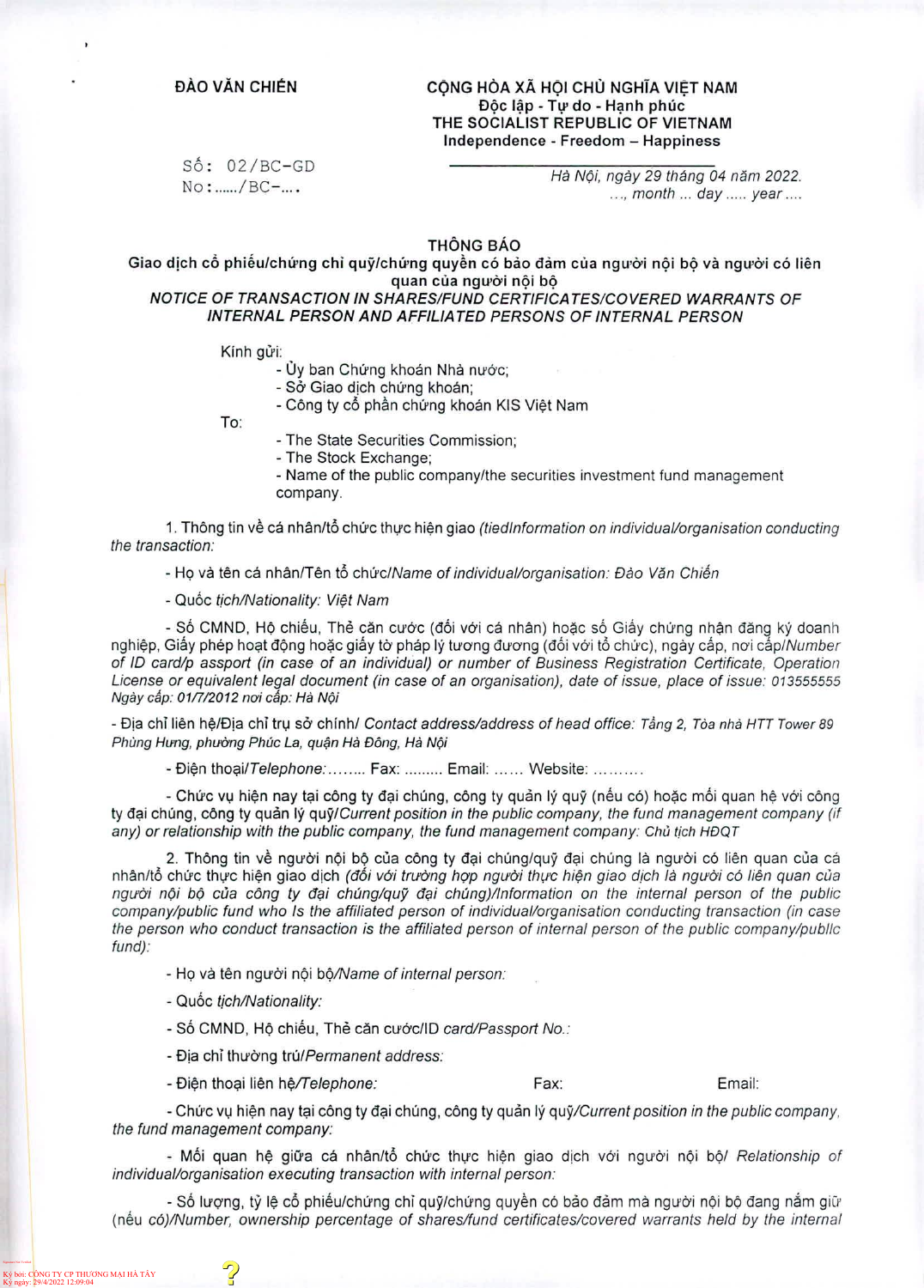ĐÀO VĂN CHIẾN

Số: 02/BC-GD
No:....../BC-....

CỘNG HÒA XÃ HỘI CHỦ NGHĨA VIỆT NAM
Độc lập - Tự do - Hạnh phúc
THE SOCIALIST REPUBLIC OF VIETNAM
Independence - Freedom – Happiness

*Hà Nội, ngày 29 tháng 04 năm 2022.*
*..., month ... day ..... year ....*

# THÔNG BÁO

## Giao dịch cổ phiếu/chứng chỉ quỹ/chứng quyền có bảo đảm của người nội bộ và người có liên quan của người nội bộ

## *NOTICE OF TRANSACTION IN SHARES/FUND CERTIFICATES/COVERED WARRANTS OF INTERNAL PERSON AND AFFILIATED PERSONS OF INTERNAL PERSON*

Kính gửi:
- Ủy ban Chứng khoán Nhà nước;
- Sở Giao dịch chứng khoán;
- Công ty cổ phần chứng khoán KIS Việt Nam

To:
- The State Securities Commission;
- The Stock Exchange;
- Name of the public company/the securities investment fund management company.

1. Thông tin về cá nhân/tổ chức thực hiện giao *(tiedInformation on individual/organisation conducting the transaction:*

- Họ và tên cá nhân/Tên tổ chức/*Name of individual/organisation: Đào Văn Chiến*

- Quốc tịch/*Nationality: Việt Nam*

- Số CMND, Hộ chiếu, Thẻ căn cước (đối với cá nhân) hoặc số Giấy chứng nhận đăng ký doanh nghiệp, Giấy phép hoạt động hoặc giấy tờ pháp lý tương đương (đối với tổ chức), ngày cấp, nơi cấp/*Number of ID card/p assport (in case of an individual) or number of Business Registration Certificate, Operation License or equivalent legal document (in case of an organisation), date of issue, place of issue: 013555555 Ngày cấp: 01/7/2012 nơi cấp: Hà Nội*

- Địa chỉ liên hệ/Địa chỉ trụ sở chính/ *Contact address/address of head office: Tầng 2, Tòa nhà HTT Tower 89 Phùng Hưng, phường Phúc La, quận Hà Đông, Hà Nội*

- Điện thoại/*Telephone:*........ Fax: ......... Email: ...... Website: .........

- Chức vụ hiện nay tại công ty đại chúng, công ty quản lý quỹ (nếu có) hoặc mối quan hệ với công ty đại chúng, công ty quản lý quỹ/*Current position in the public company, the fund management company (if any) or relationship with the public company, the fund management company: Chủ tịch HĐQT*

2. Thông tin về người nội bộ của công ty đại chúng/quỹ đại chúng là người có liên quan của cá nhân/tổ chức thực hiện giao dịch *(đối với trường hợp người thực hiện giao dịch là người có liên quan của người nội bộ của công ty đại chúng/quỹ đại chúng)/Information on the internal person of the public company/public fund who Is the affiliated person of individual/organisation conducting transaction (in case the person who conduct transaction is the affiliated person of internal person of the public company/public fund):*

- Họ và tên người nội bộ/*Name of internal person:*

- Quốc tịch/*Nationality:*

- Số CMND, Hộ chiếu, Thẻ căn cước/ID *card/Passport No.:*

- Địa chỉ thường trú/*Permanent address:*

- Điện thoại liên hệ/*Telephone:* Fax: Email:

- Chức vụ hiện nay tại công ty đại chúng, công ty quản lý quỹ/*Current position in the public company, the fund management company:*

- Mối quan hệ giữa cá nhân/tổ chức thực hiện giao dịch với người nội bộ/ *Relationship of individual/organisation executing transaction with internal person:*

- Số lượng, tỷ lệ cổ phiếu/chứng chỉ quỹ/chứng quyền có bảo đảm mà người nội bộ đang nắm giữ (nếu có)/*Number, ownership percentage of shares/fund certificates/covered warrants held by the internal*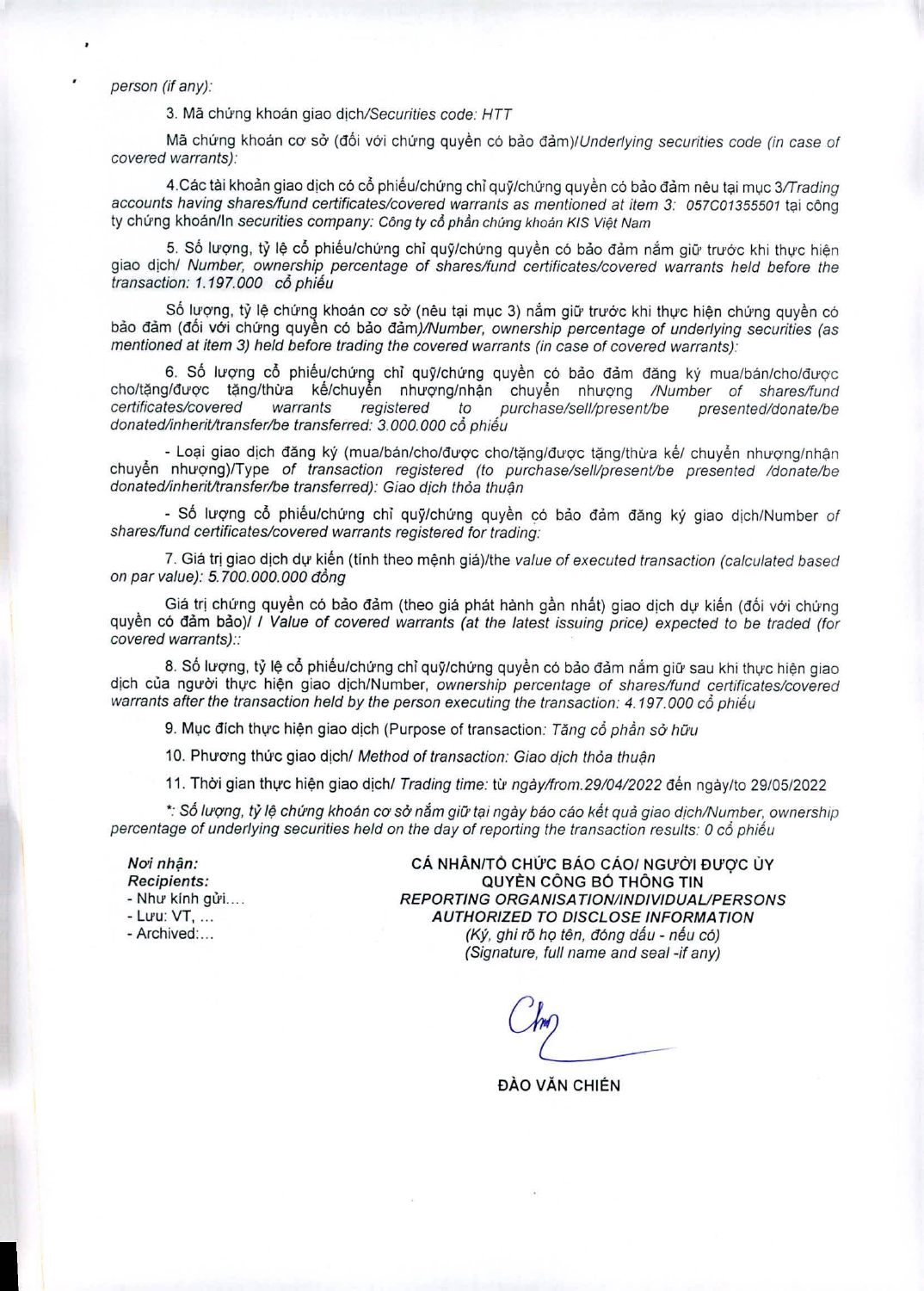*person (if any):*

3. Mã chứng khoán giao dịch/*Securities code: HTT*

Mã chứng khoán cơ sở (đối với chứng quyền có bảo đảm)/*Underlying securities code (in case of covered warrants):*

4.Các tài khoản giao dịch có cổ phiếu/chứng chỉ quỹ/chứng quyền có bảo đảm nêu tại mục 3/*Trading accounts having shares/fund certificates/covered warrants as mentioned at item 3:* 057C01355501 tại công ty chứng khoán/In *securities company: Công ty cổ phần chứng khoán KIS Việt Nam*

5. Số lượng, tỷ lệ cổ phiếu/chứng chỉ quỹ/chứng quyền có bảo đảm nắm giữ trước khi thực hiện giao dịch/ *Number, ownership percentage of shares/fund certificates/covered warrants held before the transaction: 1.197.000 cổ phiếu*

Số lượng, tỷ lệ chứng khoán cơ sở (nêu tại mục 3) nắm giữ trước khi thực hiện chứng quyền có bảo đảm (đối với chứng quyền có bảo đảm)/*Number, ownership percentage of underlying securities (as mentioned at item 3) held before trading the covered warrants (in case of covered warrants):*

6. Số lượng cổ phiếu/chứng chỉ quỹ/chứng quyền có bảo đảm đăng ký mua/bán/cho/được cho/tặng/được tặng/thừa kế/chuyển nhượng/nhận chuyển nhượng /*Number of shares/fund certificates/covered warrants registered to purchase/sell/present/be presented/donate/be donated/inherit/transfer/be transferred: 3.000.000 cổ phiếu*

- Loại giao dịch đăng ký (mua/bán/cho/được cho/tặng/được tặng/thừa kế/ chuyển nhượng/nhận chuyển nhượng)/*Type of transaction registered (to purchase/sell/present/be presented /donate/be donated/inherit/transfer/be transferred): Giao dịch thỏa thuận*

- Số lượng cổ phiếu/chứng chỉ quỹ/chứng quyền có bảo đảm đăng ký giao dịch/Number *of shares/fund certificates/covered warrants registered for trading:*

7. Giá trị giao dịch dự kiến (tính theo mệnh giá)/the *value of executed transaction (calculated based on par value): 5.700.000.000 đồng*

Giá trị chứng quyền có bảo đảm (theo giá phát hành gần nhất) giao dịch dự kiến (đối với chứng quyền có đảm bảo)/ / *Value of covered warrants (at the latest issuing price) expected to be traded (for covered warrants)::*

8. Số lượng, tỷ lệ cổ phiếu/chứng chỉ quỹ/chứng quyền có bảo đảm nắm giữ sau khi thực hiện giao dịch của người thực hiện giao dịch/Number, *ownership percentage of shares/fund certificates/covered warrants after the transaction held by the person executing the transaction: 4.197.000 cổ phiếu*

9. Mục đích thực hiện giao dịch (Purpose of transaction: *Tăng cổ phần sở hữu*

10. Phương thức giao dịch/ *Method of transaction: Giao dịch thỏa thuận*

11. Thời gian thực hiện giao dịch/ *Trading time: từ ngày/from.29/04/2022 đến ngày/to 29/05/2022*

*\*: Số lượng, tỷ lệ chứng khoán cơ sở nắm giữ tại ngày báo cáo kết quả giao dịch/Number, ownership percentage of underlying securities held on the day of reporting the transaction results: 0 cổ phiếu*

***Nơi nhận:***
***Recipients:***
- Như kính gửi....
- Lưu: VT, ...
- Archived:...

**CÁ NHÂN/TỔ CHỨC BÁO CÁO/ NGƯỜI ĐƯỢC ỦY QUYỀN CÔNG BỐ THÔNG TIN**
***REPORTING ORGANISATION/INDIVIDUAL/PERSONS AUTHORIZED TO DISCLOSE INFORMATION***
*(Ký, ghi rõ họ tên, đóng dấu - nếu có)*
*(Signature, full name and seal -if any)*

**ĐÀO VĂN CHIẾN**